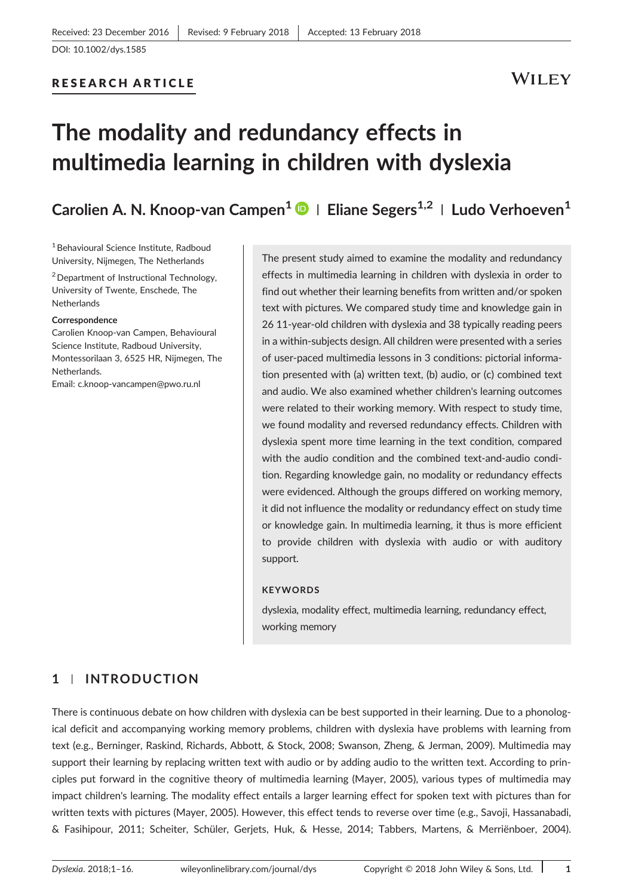Received: 23 December 2016 | Revised: 9 February 2018 | Accepted: 13 February 2018

DOI: 10.1002/dys.1585

**RESEARCH ARTICLE**

# The modality and redundancy effects in multimedia learning in children with dyslexia

**Carolien A. N. Knoop-van Campen[1] | Eliane Segers[1,2] | Ludo Verhoeven[1]**

[1] Behavioural Science Institute, Radboud University, Nijmegen, The Netherlands

[2] Department of Instructional Technology, University of Twente, Enschede, The Netherlands

**Correspondence**
Carolien Knoop-van Campen, Behavioural Science Institute, Radboud University, Montessorilaan 3, 6525 HR, Nijmegen, The Netherlands.
Email: c.knoop-vancampen@pwo.ru.nl

The present study aimed to examine the modality and redundancy effects in multimedia learning in children with dyslexia in order to find out whether their learning benefits from written and/or spoken text with pictures. We compared study time and knowledge gain in 26 11-year-old children with dyslexia and 38 typically reading peers in a within-subjects design. All children were presented with a series of user-paced multimedia lessons in 3 conditions: pictorial information presented with (a) written text, (b) audio, or (c) combined text and audio. We also examined whether children's learning outcomes were related to their working memory. With respect to study time, we found modality and reversed redundancy effects. Children with dyslexia spent more time learning in the text condition, compared with the audio condition and the combined text-and-audio condition. Regarding knowledge gain, no modality or redundancy effects were evidenced. Although the groups differed on working memory, it did not influence the modality or redundancy effect on study time or knowledge gain. In multimedia learning, it thus is more efficient to provide children with dyslexia with audio or with auditory support.

**KEYWORDS**

dyslexia, modality effect, multimedia learning, redundancy effect, working memory

## 1 | INTRODUCTION

There is continuous debate on how children with dyslexia can be best supported in their learning. Due to a phonological deficit and accompanying working memory problems, children with dyslexia have problems with learning from text (e.g., Berninger, Raskind, Richards, Abbott, & Stock, 2008; Swanson, Zheng, & Jerman, 2009). Multimedia may support their learning by replacing written text with audio or by adding audio to the written text. According to principles put forward in the cognitive theory of multimedia learning (Mayer, 2005), various types of multimedia may impact children's learning. The modality effect entails a larger learning effect for spoken text with pictures than for written texts with pictures (Mayer, 2005). However, this effect tends to reverse over time (e.g., Savoji, Hassanabadi, & Fasihipour, 2011; Scheiter, Schüler, Gerjets, Huk, & Hesse, 2014; Tabbers, Martens, & Merriënboer, 2004).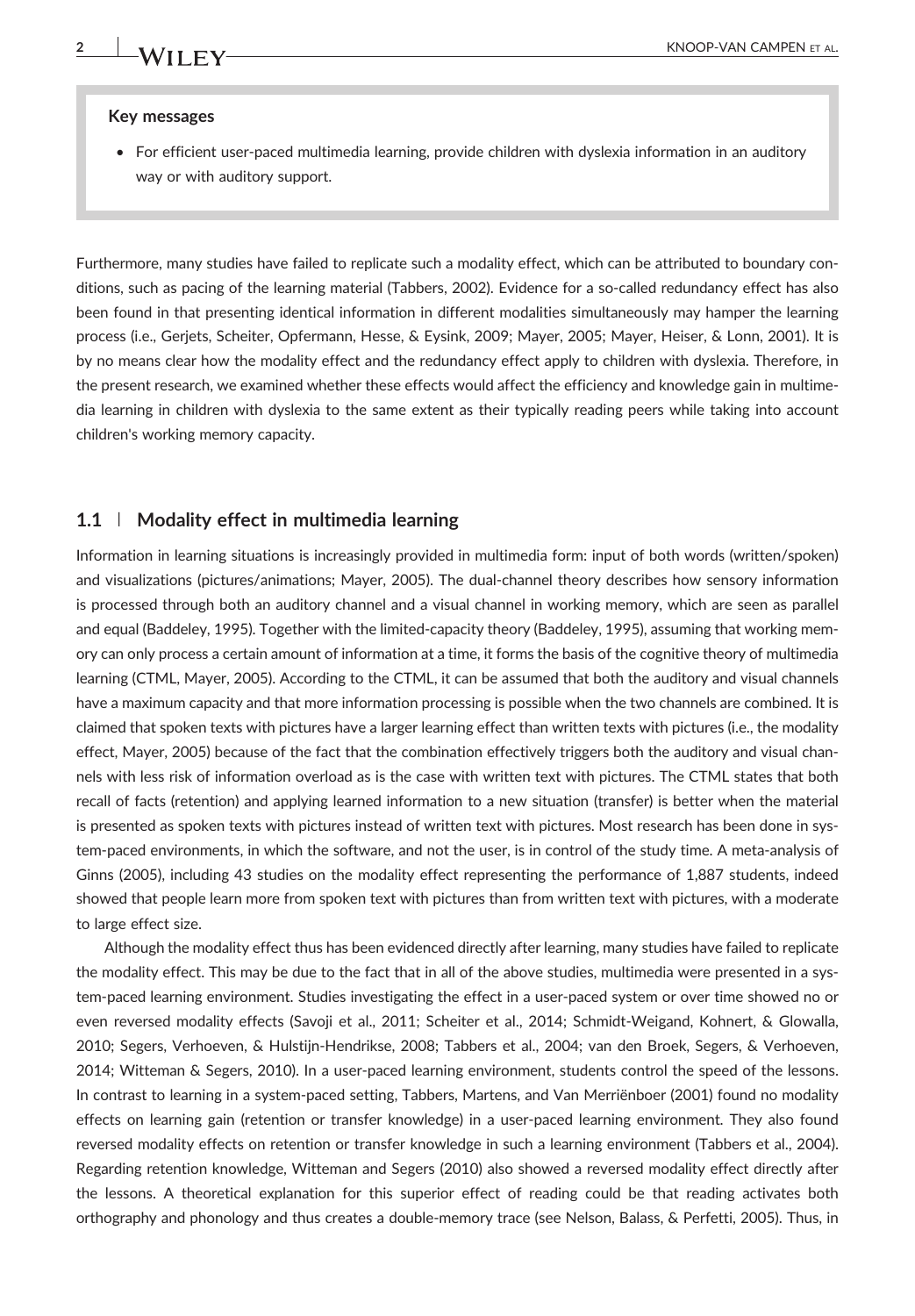**Key messages**

- For efficient user-paced multimedia learning, provide children with dyslexia information in an auditory way or with auditory support.

Furthermore, many studies have failed to replicate such a modality effect, which can be attributed to boundary conditions, such as pacing of the learning material (Tabbers, 2002). Evidence for a so-called redundancy effect has also been found in that presenting identical information in different modalities simultaneously may hamper the learning process (i.e., Gerjets, Scheiter, Opfermann, Hesse, & Eysink, 2009; Mayer, 2005; Mayer, Heiser, & Lonn, 2001). It is by no means clear how the modality effect and the redundancy effect apply to children with dyslexia. Therefore, in the present research, we examined whether these effects would affect the efficiency and knowledge gain in multimedia learning in children with dyslexia to the same extent as their typically reading peers while taking into account children's working memory capacity.

## 1.1 | Modality effect in multimedia learning

Information in learning situations is increasingly provided in multimedia form: input of both words (written/spoken) and visualizations (pictures/animations; Mayer, 2005). The dual-channel theory describes how sensory information is processed through both an auditory channel and a visual channel in working memory, which are seen as parallel and equal (Baddeley, 1995). Together with the limited-capacity theory (Baddeley, 1995), assuming that working memory can only process a certain amount of information at a time, it forms the basis of the cognitive theory of multimedia learning (CTML, Mayer, 2005). According to the CTML, it can be assumed that both the auditory and visual channels have a maximum capacity and that more information processing is possible when the two channels are combined. It is claimed that spoken texts with pictures have a larger learning effect than written texts with pictures (i.e., the modality effect, Mayer, 2005) because of the fact that the combination effectively triggers both the auditory and visual channels with less risk of information overload as is the case with written text with pictures. The CTML states that both recall of facts (retention) and applying learned information to a new situation (transfer) is better when the material is presented as spoken texts with pictures instead of written text with pictures. Most research has been done in system-paced environments, in which the software, and not the user, is in control of the study time. A meta-analysis of Ginns (2005), including 43 studies on the modality effect representing the performance of 1,887 students, indeed showed that people learn more from spoken text with pictures than from written text with pictures, with a moderate to large effect size.

Although the modality effect thus has been evidenced directly after learning, many studies have failed to replicate the modality effect. This may be due to the fact that in all of the above studies, multimedia were presented in a system-paced learning environment. Studies investigating the effect in a user-paced system or over time showed no or even reversed modality effects (Savoji et al., 2011; Scheiter et al., 2014; Schmidt-Weigand, Kohnert, & Glowalla, 2010; Segers, Verhoeven, & Hulstijn-Hendrikse, 2008; Tabbers et al., 2004; van den Broek, Segers, & Verhoeven, 2014; Witteman & Segers, 2010). In a user-paced learning environment, students control the speed of the lessons. In contrast to learning in a system-paced setting, Tabbers, Martens, and Van Merriënboer (2001) found no modality effects on learning gain (retention or transfer knowledge) in a user-paced learning environment. They also found reversed modality effects on retention or transfer knowledge in such a learning environment (Tabbers et al., 2004). Regarding retention knowledge, Witteman and Segers (2010) also showed a reversed modality effect directly after the lessons. A theoretical explanation for this superior effect of reading could be that reading activates both orthography and phonology and thus creates a double-memory trace (see Nelson, Balass, & Perfetti, 2005). Thus, in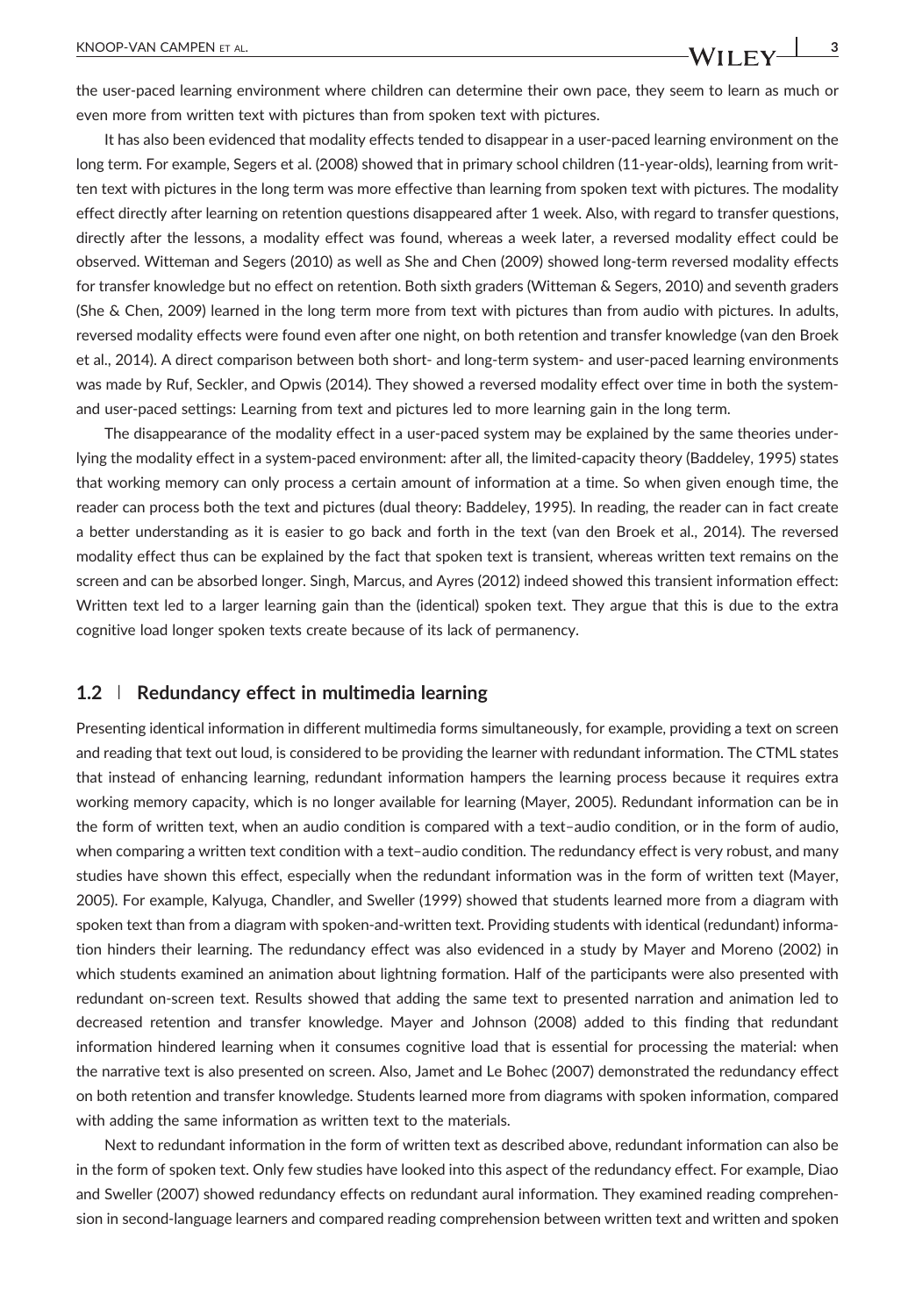the user-paced learning environment where children can determine their own pace, they seem to learn as much or even more from written text with pictures than from spoken text with pictures.

It has also been evidenced that modality effects tended to disappear in a user-paced learning environment on the long term. For example, Segers et al. (2008) showed that in primary school children (11-year-olds), learning from written text with pictures in the long term was more effective than learning from spoken text with pictures. The modality effect directly after learning on retention questions disappeared after 1 week. Also, with regard to transfer questions, directly after the lessons, a modality effect was found, whereas a week later, a reversed modality effect could be observed. Witteman and Segers (2010) as well as She and Chen (2009) showed long-term reversed modality effects for transfer knowledge but no effect on retention. Both sixth graders (Witteman & Segers, 2010) and seventh graders (She & Chen, 2009) learned in the long term more from text with pictures than from audio with pictures. In adults, reversed modality effects were found even after one night, on both retention and transfer knowledge (van den Broek et al., 2014). A direct comparison between both short- and long-term system- and user-paced learning environments was made by Ruf, Seckler, and Opwis (2014). They showed a reversed modality effect over time in both the system- and user-paced settings: Learning from text and pictures led to more learning gain in the long term.

The disappearance of the modality effect in a user-paced system may be explained by the same theories underlying the modality effect in a system-paced environment: after all, the limited-capacity theory (Baddeley, 1995) states that working memory can only process a certain amount of information at a time. So when given enough time, the reader can process both the text and pictures (dual theory: Baddeley, 1995). In reading, the reader can in fact create a better understanding as it is easier to go back and forth in the text (van den Broek et al., 2014). The reversed modality effect thus can be explained by the fact that spoken text is transient, whereas written text remains on the screen and can be absorbed longer. Singh, Marcus, and Ayres (2012) indeed showed this transient information effect: Written text led to a larger learning gain than the (identical) spoken text. They argue that this is due to the extra cognitive load longer spoken texts create because of its lack of permanency.

### 1.2 | Redundancy effect in multimedia learning

Presenting identical information in different multimedia forms simultaneously, for example, providing a text on screen and reading that text out loud, is considered to be providing the learner with redundant information. The CTML states that instead of enhancing learning, redundant information hampers the learning process because it requires extra working memory capacity, which is no longer available for learning (Mayer, 2005). Redundant information can be in the form of written text, when an audio condition is compared with a text–audio condition, or in the form of audio, when comparing a written text condition with a text–audio condition. The redundancy effect is very robust, and many studies have shown this effect, especially when the redundant information was in the form of written text (Mayer, 2005). For example, Kalyuga, Chandler, and Sweller (1999) showed that students learned more from a diagram with spoken text than from a diagram with spoken-and-written text. Providing students with identical (redundant) information hinders their learning. The redundancy effect was also evidenced in a study by Mayer and Moreno (2002) in which students examined an animation about lightning formation. Half of the participants were also presented with redundant on-screen text. Results showed that adding the same text to presented narration and animation led to decreased retention and transfer knowledge. Mayer and Johnson (2008) added to this finding that redundant information hindered learning when it consumes cognitive load that is essential for processing the material: when the narrative text is also presented on screen. Also, Jamet and Le Bohec (2007) demonstrated the redundancy effect on both retention and transfer knowledge. Students learned more from diagrams with spoken information, compared with adding the same information as written text to the materials.

Next to redundant information in the form of written text as described above, redundant information can also be in the form of spoken text. Only few studies have looked into this aspect of the redundancy effect. For example, Diao and Sweller (2007) showed redundancy effects on redundant aural information. They examined reading comprehension in second-language learners and compared reading comprehension between written text and written and spoken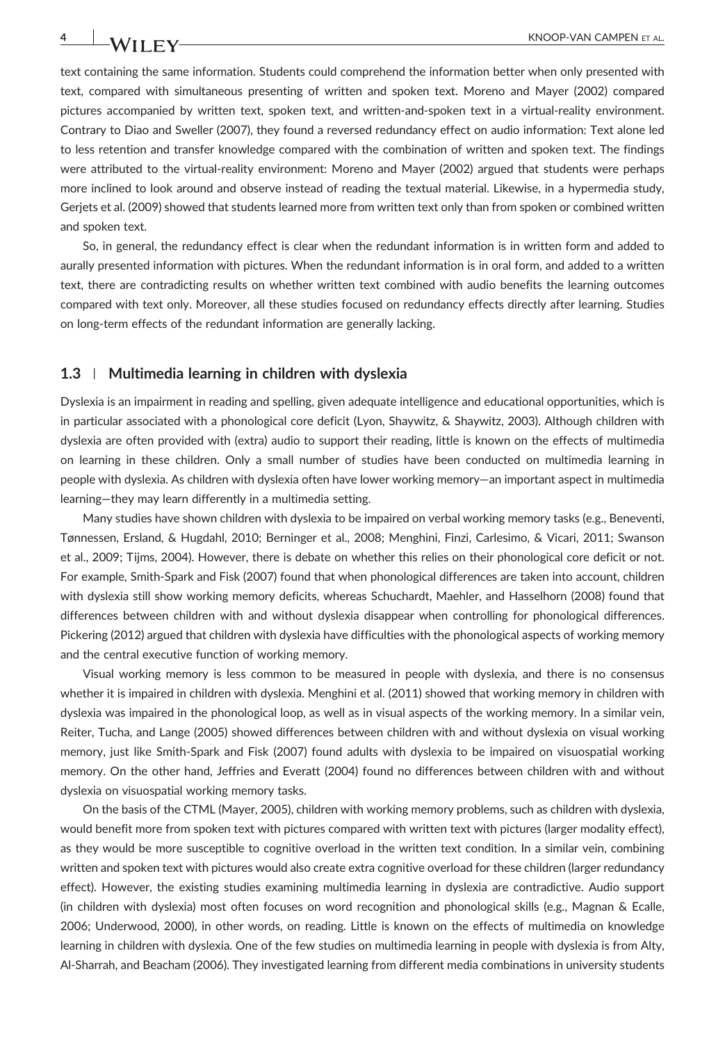text containing the same information. Students could comprehend the information better when only presented with text, compared with simultaneous presenting of written and spoken text. Moreno and Mayer (2002) compared pictures accompanied by written text, spoken text, and written-and-spoken text in a virtual-reality environment. Contrary to Diao and Sweller (2007), they found a reversed redundancy effect on audio information: Text alone led to less retention and transfer knowledge compared with the combination of written and spoken text. The findings were attributed to the virtual-reality environment: Moreno and Mayer (2002) argued that students were perhaps more inclined to look around and observe instead of reading the textual material. Likewise, in a hypermedia study, Gerjets et al. (2009) showed that students learned more from written text only than from spoken or combined written and spoken text.

So, in general, the redundancy effect is clear when the redundant information is in written form and added to aurally presented information with pictures. When the redundant information is in oral form, and added to a written text, there are contradicting results on whether written text combined with audio benefits the learning outcomes compared with text only. Moreover, all these studies focused on redundancy effects directly after learning. Studies on long-term effects of the redundant information are generally lacking.

### 1.3 | Multimedia learning in children with dyslexia

Dyslexia is an impairment in reading and spelling, given adequate intelligence and educational opportunities, which is in particular associated with a phonological core deficit (Lyon, Shaywitz, & Shaywitz, 2003). Although children with dyslexia are often provided with (extra) audio to support their reading, little is known on the effects of multimedia on learning in these children. Only a small number of studies have been conducted on multimedia learning in people with dyslexia. As children with dyslexia often have lower working memory—an important aspect in multimedia learning—they may learn differently in a multimedia setting.

Many studies have shown children with dyslexia to be impaired on verbal working memory tasks (e.g., Beneventi, Tønnessen, Ersland, & Hugdahl, 2010; Berninger et al., 2008; Menghini, Finzi, Carlesimo, & Vicari, 2011; Swanson et al., 2009; Tijms, 2004). However, there is debate on whether this relies on their phonological core deficit or not. For example, Smith-Spark and Fisk (2007) found that when phonological differences are taken into account, children with dyslexia still show working memory deficits, whereas Schuchardt, Maehler, and Hasselhorn (2008) found that differences between children with and without dyslexia disappear when controlling for phonological differences. Pickering (2012) argued that children with dyslexia have difficulties with the phonological aspects of working memory and the central executive function of working memory.

Visual working memory is less common to be measured in people with dyslexia, and there is no consensus whether it is impaired in children with dyslexia. Menghini et al. (2011) showed that working memory in children with dyslexia was impaired in the phonological loop, as well as in visual aspects of the working memory. In a similar vein, Reiter, Tucha, and Lange (2005) showed differences between children with and without dyslexia on visual working memory, just like Smith-Spark and Fisk (2007) found adults with dyslexia to be impaired on visuospatial working memory. On the other hand, Jeffries and Everatt (2004) found no differences between children with and without dyslexia on visuospatial working memory tasks.

On the basis of the CTML (Mayer, 2005), children with working memory problems, such as children with dyslexia, would benefit more from spoken text with pictures compared with written text with pictures (larger modality effect), as they would be more susceptible to cognitive overload in the written text condition. In a similar vein, combining written and spoken text with pictures would also create extra cognitive overload for these children (larger redundancy effect). However, the existing studies examining multimedia learning in dyslexia are contradictive. Audio support (in children with dyslexia) most often focuses on word recognition and phonological skills (e.g., Magnan & Ecalle, 2006; Underwood, 2000), in other words, on reading. Little is known on the effects of multimedia on knowledge learning in children with dyslexia. One of the few studies on multimedia learning in people with dyslexia is from Alty, Al-Sharrah, and Beacham (2006). They investigated learning from different media combinations in university students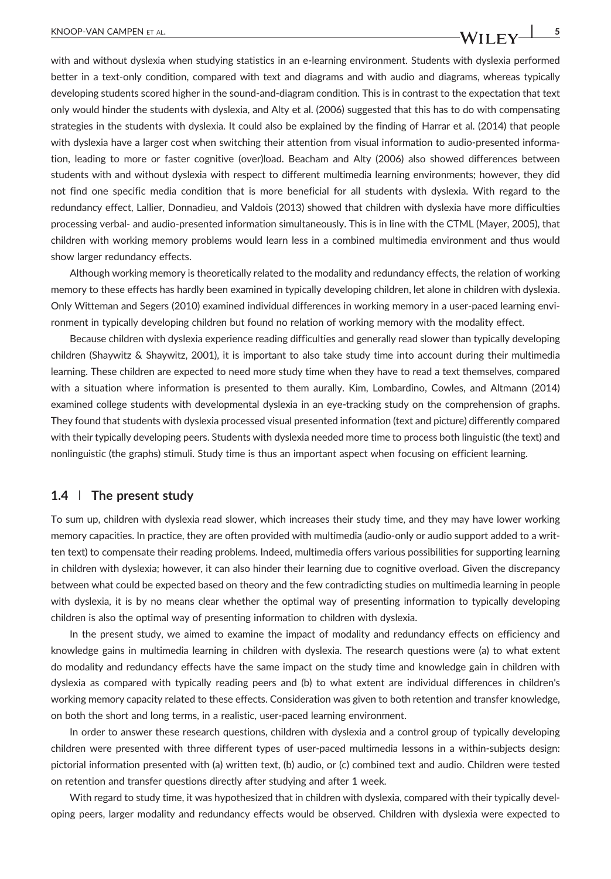with and without dyslexia when studying statistics in an e-learning environment. Students with dyslexia performed better in a text-only condition, compared with text and diagrams and with audio and diagrams, whereas typically developing students scored higher in the sound-and-diagram condition. This is in contrast to the expectation that text only would hinder the students with dyslexia, and Alty et al. (2006) suggested that this has to do with compensating strategies in the students with dyslexia. It could also be explained by the finding of Harrar et al. (2014) that people with dyslexia have a larger cost when switching their attention from visual information to audio-presented information, leading to more or faster cognitive (over)load. Beacham and Alty (2006) also showed differences between students with and without dyslexia with respect to different multimedia learning environments; however, they did not find one specific media condition that is more beneficial for all students with dyslexia. With regard to the redundancy effect, Lallier, Donnadieu, and Valdois (2013) showed that children with dyslexia have more difficulties processing verbal- and audio-presented information simultaneously. This is in line with the CTML (Mayer, 2005), that children with working memory problems would learn less in a combined multimedia environment and thus would show larger redundancy effects.

Although working memory is theoretically related to the modality and redundancy effects, the relation of working memory to these effects has hardly been examined in typically developing children, let alone in children with dyslexia. Only Witteman and Segers (2010) examined individual differences in working memory in a user-paced learning environment in typically developing children but found no relation of working memory with the modality effect.

Because children with dyslexia experience reading difficulties and generally read slower than typically developing children (Shaywitz & Shaywitz, 2001), it is important to also take study time into account during their multimedia learning. These children are expected to need more study time when they have to read a text themselves, compared with a situation where information is presented to them aurally. Kim, Lombardino, Cowles, and Altmann (2014) examined college students with developmental dyslexia in an eye-tracking study on the comprehension of graphs. They found that students with dyslexia processed visual presented information (text and picture) differently compared with their typically developing peers. Students with dyslexia needed more time to process both linguistic (the text) and nonlinguistic (the graphs) stimuli. Study time is thus an important aspect when focusing on efficient learning.

### 1.4 | The present study

To sum up, children with dyslexia read slower, which increases their study time, and they may have lower working memory capacities. In practice, they are often provided with multimedia (audio-only or audio support added to a written text) to compensate their reading problems. Indeed, multimedia offers various possibilities for supporting learning in children with dyslexia; however, it can also hinder their learning due to cognitive overload. Given the discrepancy between what could be expected based on theory and the few contradicting studies on multimedia learning in people with dyslexia, it is by no means clear whether the optimal way of presenting information to typically developing children is also the optimal way of presenting information to children with dyslexia.

In the present study, we aimed to examine the impact of modality and redundancy effects on efficiency and knowledge gains in multimedia learning in children with dyslexia. The research questions were (a) to what extent do modality and redundancy effects have the same impact on the study time and knowledge gain in children with dyslexia as compared with typically reading peers and (b) to what extent are individual differences in children's working memory capacity related to these effects. Consideration was given to both retention and transfer knowledge, on both the short and long terms, in a realistic, user-paced learning environment.

In order to answer these research questions, children with dyslexia and a control group of typically developing children were presented with three different types of user-paced multimedia lessons in a within-subjects design: pictorial information presented with (a) written text, (b) audio, or (c) combined text and audio. Children were tested on retention and transfer questions directly after studying and after 1 week.

With regard to study time, it was hypothesized that in children with dyslexia, compared with their typically developing peers, larger modality and redundancy effects would be observed. Children with dyslexia were expected to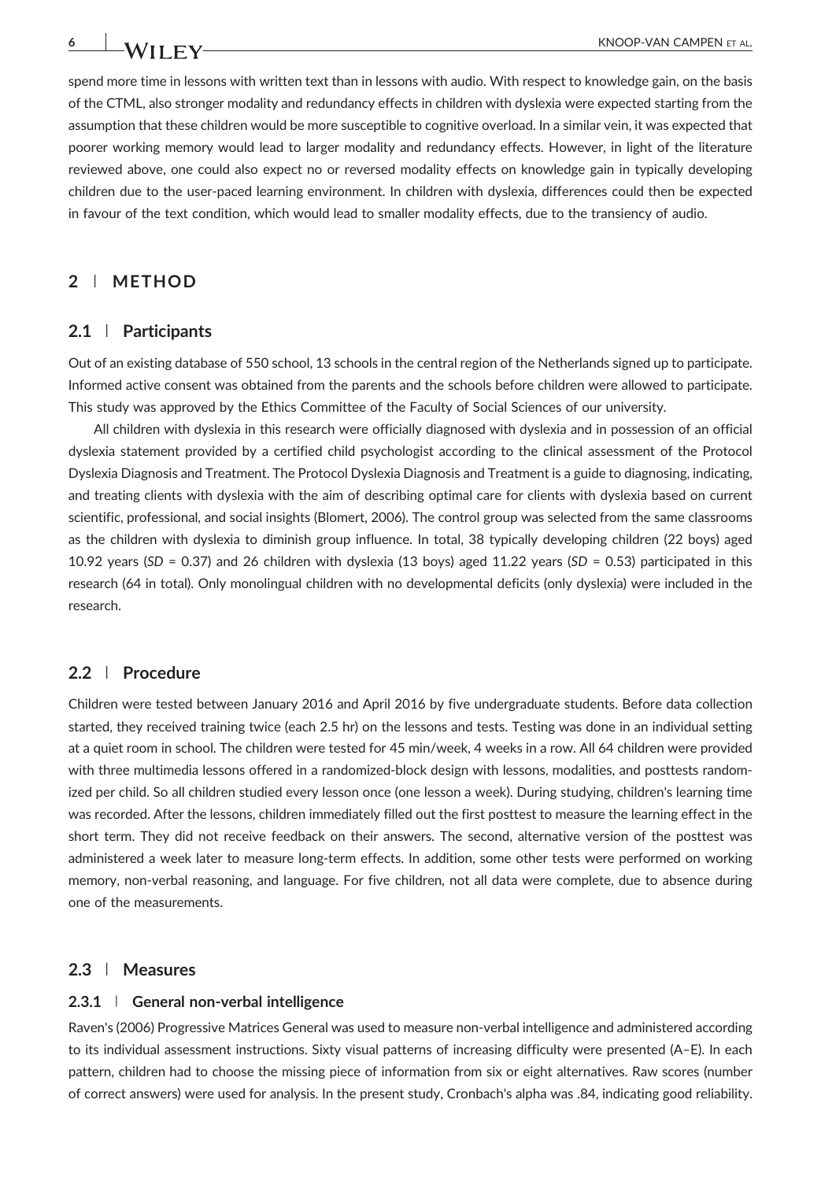spend more time in lessons with written text than in lessons with audio. With respect to knowledge gain, on the basis of the CTML, also stronger modality and redundancy effects in children with dyslexia were expected starting from the assumption that these children would be more susceptible to cognitive overload. In a similar vein, it was expected that poorer working memory would lead to larger modality and redundancy effects. However, in light of the literature reviewed above, one could also expect no or reversed modality effects on knowledge gain in typically developing children due to the user-paced learning environment. In children with dyslexia, differences could then be expected in favour of the text condition, which would lead to smaller modality effects, due to the transiency of audio.

## 2 | METHOD

### 2.1 | Participants

Out of an existing database of 550 school, 13 schools in the central region of the Netherlands signed up to participate. Informed active consent was obtained from the parents and the schools before children were allowed to participate. This study was approved by the Ethics Committee of the Faculty of Social Sciences of our university.

All children with dyslexia in this research were officially diagnosed with dyslexia and in possession of an official dyslexia statement provided by a certified child psychologist according to the clinical assessment of the Protocol Dyslexia Diagnosis and Treatment. The Protocol Dyslexia Diagnosis and Treatment is a guide to diagnosing, indicating, and treating clients with dyslexia with the aim of describing optimal care for clients with dyslexia based on current scientific, professional, and social insights (Blomert, 2006). The control group was selected from the same classrooms as the children with dyslexia to diminish group influence. In total, 38 typically developing children (22 boys) aged 10.92 years (*SD* = 0.37) and 26 children with dyslexia (13 boys) aged 11.22 years (*SD* = 0.53) participated in this research (64 in total). Only monolingual children with no developmental deficits (only dyslexia) were included in the research.

### 2.2 | Procedure

Children were tested between January 2016 and April 2016 by five undergraduate students. Before data collection started, they received training twice (each 2.5 hr) on the lessons and tests. Testing was done in an individual setting at a quiet room in school. The children were tested for 45 min/week, 4 weeks in a row. All 64 children were provided with three multimedia lessons offered in a randomized-block design with lessons, modalities, and posttests randomized per child. So all children studied every lesson once (one lesson a week). During studying, children's learning time was recorded. After the lessons, children immediately filled out the first posttest to measure the learning effect in the short term. They did not receive feedback on their answers. The second, alternative version of the posttest was administered a week later to measure long-term effects. In addition, some other tests were performed on working memory, non-verbal reasoning, and language. For five children, not all data were complete, due to absence during one of the measurements.

### 2.3 | Measures

#### 2.3.1 | General non-verbal intelligence

Raven's (2006) Progressive Matrices General was used to measure non-verbal intelligence and administered according to its individual assessment instructions. Sixty visual patterns of increasing difficulty were presented (A–E). In each pattern, children had to choose the missing piece of information from six or eight alternatives. Raw scores (number of correct answers) were used for analysis. In the present study, Cronbach's alpha was .84, indicating good reliability.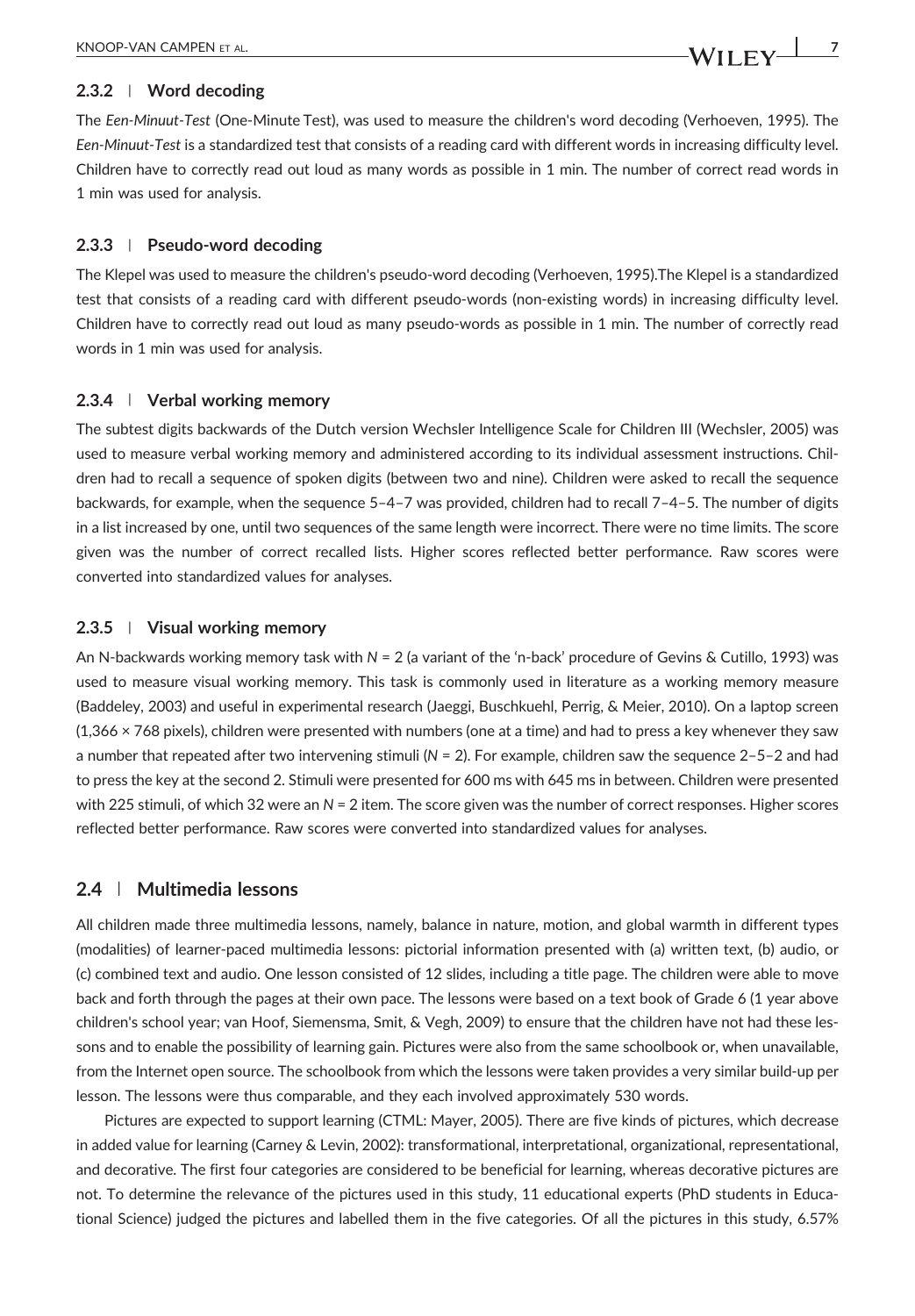### 2.3.2 | Word decoding

The *Een-Minuut-Test* (One-Minute Test), was used to measure the children's word decoding (Verhoeven, 1995). The *Een-Minuut-Test* is a standardized test that consists of a reading card with different words in increasing difficulty level. Children have to correctly read out loud as many words as possible in 1 min. The number of correct read words in 1 min was used for analysis.

### 2.3.3 | Pseudo-word decoding

The Klepel was used to measure the children's pseudo-word decoding (Verhoeven, 1995).The Klepel is a standardized test that consists of a reading card with different pseudo-words (non-existing words) in increasing difficulty level. Children have to correctly read out loud as many pseudo-words as possible in 1 min. The number of correctly read words in 1 min was used for analysis.

### 2.3.4 | Verbal working memory

The subtest digits backwards of the Dutch version Wechsler Intelligence Scale for Children III (Wechsler, 2005) was used to measure verbal working memory and administered according to its individual assessment instructions. Children had to recall a sequence of spoken digits (between two and nine). Children were asked to recall the sequence backwards, for example, when the sequence 5–4–7 was provided, children had to recall 7–4–5. The number of digits in a list increased by one, until two sequences of the same length were incorrect. There were no time limits. The score given was the number of correct recalled lists. Higher scores reflected better performance. Raw scores were converted into standardized values for analyses.

### 2.3.5 | Visual working memory

An N-backwards working memory task with $N = 2$ (a variant of the 'n-back' procedure of Gevins & Cutillo, 1993) was used to measure visual working memory. This task is commonly used in literature as a working memory measure (Baddeley, 2003) and useful in experimental research (Jaeggi, Buschkuehl, Perrig, & Meier, 2010). On a laptop screen (1,366 × 768 pixels), children were presented with numbers (one at a time) and had to press a key whenever they saw a number that repeated after two intervening stimuli ($N = 2$). For example, children saw the sequence 2–5–2 and had to press the key at the second 2. Stimuli were presented for 600 ms with 645 ms in between. Children were presented with 225 stimuli, of which 32 were an $N = 2$ item. The score given was the number of correct responses. Higher scores reflected better performance. Raw scores were converted into standardized values for analyses.

## 2.4 | Multimedia lessons

All children made three multimedia lessons, namely, balance in nature, motion, and global warmth in different types (modalities) of learner-paced multimedia lessons: pictorial information presented with (a) written text, (b) audio, or (c) combined text and audio. One lesson consisted of 12 slides, including a title page. The children were able to move back and forth through the pages at their own pace. The lessons were based on a text book of Grade 6 (1 year above children's school year; van Hoof, Siemensma, Smit, & Vegh, 2009) to ensure that the children have not had these lessons and to enable the possibility of learning gain. Pictures were also from the same schoolbook or, when unavailable, from the Internet open source. The schoolbook from which the lessons were taken provides a very similar build-up per lesson. The lessons were thus comparable, and they each involved approximately 530 words.

Pictures are expected to support learning (CTML: Mayer, 2005). There are five kinds of pictures, which decrease in added value for learning (Carney & Levin, 2002): transformational, interpretational, organizational, representational, and decorative. The first four categories are considered to be beneficial for learning, whereas decorative pictures are not. To determine the relevance of the pictures used in this study, 11 educational experts (PhD students in Educational Science) judged the pictures and labelled them in the five categories. Of all the pictures in this study, 6.57%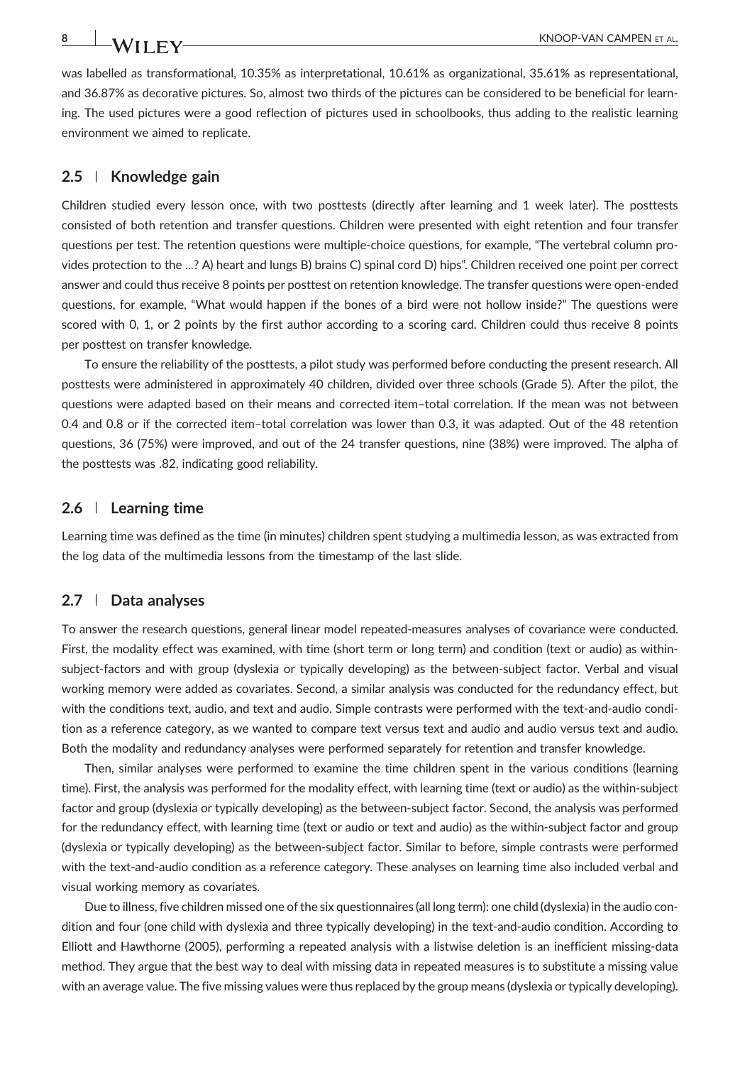was labelled as transformational, 10.35% as interpretational, 10.61% as organizational, 35.61% as representational, and 36.87% as decorative pictures. So, almost two thirds of the pictures can be considered to be beneficial for learning. The used pictures were a good reflection of pictures used in schoolbooks, thus adding to the realistic learning environment we aimed to replicate.

## 2.5 | Knowledge gain

Children studied every lesson once, with two posttests (directly after learning and 1 week later). The posttests consisted of both retention and transfer questions. Children were presented with eight retention and four transfer questions per test. The retention questions were multiple-choice questions, for example, "The vertebral column provides protection to the …? A) heart and lungs B) brains C) spinal cord D) hips". Children received one point per correct answer and could thus receive 8 points per posttest on retention knowledge. The transfer questions were open-ended questions, for example, "What would happen if the bones of a bird were not hollow inside?" The questions were scored with 0, 1, or 2 points by the first author according to a scoring card. Children could thus receive 8 points per posttest on transfer knowledge.

To ensure the reliability of the posttests, a pilot study was performed before conducting the present research. All posttests were administered in approximately 40 children, divided over three schools (Grade 5). After the pilot, the questions were adapted based on their means and corrected item–total correlation. If the mean was not between 0.4 and 0.8 or if the corrected item–total correlation was lower than 0.3, it was adapted. Out of the 48 retention questions, 36 (75%) were improved, and out of the 24 transfer questions, nine (38%) were improved. The alpha of the posttests was .82, indicating good reliability.

## 2.6 | Learning time

Learning time was defined as the time (in minutes) children spent studying a multimedia lesson, as was extracted from the log data of the multimedia lessons from the timestamp of the last slide.

## 2.7 | Data analyses

To answer the research questions, general linear model repeated-measures analyses of covariance were conducted. First, the modality effect was examined, with time (short term or long term) and condition (text or audio) as within-subject-factors and with group (dyslexia or typically developing) as the between-subject factor. Verbal and visual working memory were added as covariates. Second, a similar analysis was conducted for the redundancy effect, but with the conditions text, audio, and text and audio. Simple contrasts were performed with the text-and-audio condition as a reference category, as we wanted to compare text versus text and audio and audio versus text and audio. Both the modality and redundancy analyses were performed separately for retention and transfer knowledge.

Then, similar analyses were performed to examine the time children spent in the various conditions (learning time). First, the analysis was performed for the modality effect, with learning time (text or audio) as the within-subject factor and group (dyslexia or typically developing) as the between-subject factor. Second, the analysis was performed for the redundancy effect, with learning time (text or audio or text and audio) as the within-subject factor and group (dyslexia or typically developing) as the between-subject factor. Similar to before, simple contrasts were performed with the text-and-audio condition as a reference category. These analyses on learning time also included verbal and visual working memory as covariates.

Due to illness, five children missed one of the six questionnaires (all long term): one child (dyslexia) in the audio condition and four (one child with dyslexia and three typically developing) in the text-and-audio condition. According to Elliott and Hawthorne (2005), performing a repeated analysis with a listwise deletion is an inefficient missing-data method. They argue that the best way to deal with missing data in repeated measures is to substitute a missing value with an average value. The five missing values were thus replaced by the group means (dyslexia or typically developing).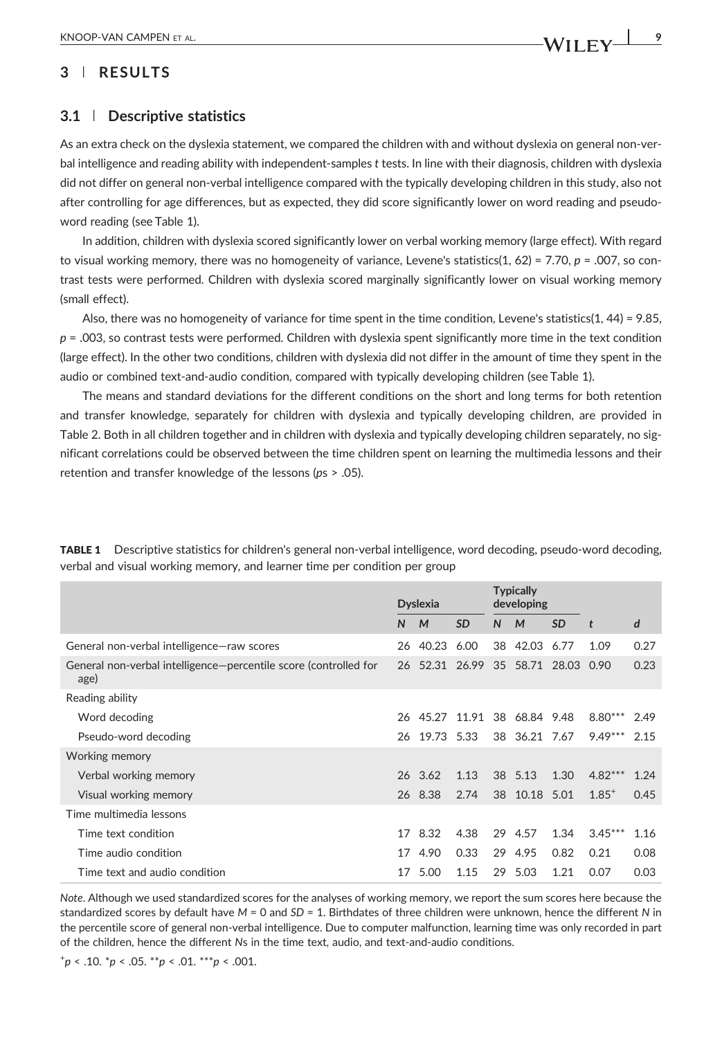## 3 | RESULTS

### 3.1 | Descriptive statistics

As an extra check on the dyslexia statement, we compared the children with and without dyslexia on general non-verbal intelligence and reading ability with independent-samples *t* tests. In line with their diagnosis, children with dyslexia did not differ on general non-verbal intelligence compared with the typically developing children in this study, also not after controlling for age differences, but as expected, they did score significantly lower on word reading and pseudo-word reading (see Table 1).

In addition, children with dyslexia scored significantly lower on verbal working memory (large effect). With regard to visual working memory, there was no homogeneity of variance, Levene's statistics(1, 62) = 7.70, $p = .007$, so contrast tests were performed. Children with dyslexia scored marginally significantly lower on visual working memory (small effect).

Also, there was no homogeneity of variance for time spent in the time condition, Levene's statistics(1, 44) = 9.85, $p = .003$, so contrast tests were performed. Children with dyslexia spent significantly more time in the text condition (large effect). In the other two conditions, children with dyslexia did not differ in the amount of time they spent in the audio or combined text-and-audio condition, compared with typically developing children (see Table 1).

The means and standard deviations for the different conditions on the short and long terms for both retention and transfer knowledge, separately for children with dyslexia and typically developing children, are provided in Table 2. Both in all children together and in children with dyslexia and typically developing children separately, no significant correlations could be observed between the time children spent on learning the multimedia lessons and their retention and transfer knowledge of the lessons (*ps* > .05).

**TABLE 1** Descriptive statistics for children's general non-verbal intelligence, word decoding, pseudo-word decoding, verbal and visual working memory, and learner time per condition per group

| | Dyslexia | | | Typically developing | | | | |
|---|---|---|---|---|---|---|---|---|
| | *N* | *M* | *SD* | *N* | *M* | *SD* | *t* | *d* |
| General non-verbal intelligence—raw scores | 26 | 40.23 | 6.00 | 38 | 42.03 | 6.77 | 1.09 | 0.27 |
| General non-verbal intelligence—percentile score (controlled for age) | 26 | 52.31 | 26.99 | 35 | 58.71 | 28.03 | 0.90 | 0.23 |
| Reading ability | | | | | | | | |
| Word decoding | 26 | 45.27 | 11.91 | 38 | 68.84 | 9.48 | 8.80*** | 2.49 |
| Pseudo-word decoding | 26 | 19.73 | 5.33 | 38 | 36.21 | 7.67 | 9.49*** | 2.15 |
| Working memory | | | | | | | | |
| Verbal working memory | 26 | 3.62 | 1.13 | 38 | 5.13 | 1.30 | 4.82*** | 1.24 |
| Visual working memory | 26 | 8.38 | 2.74 | 38 | 10.18 | 5.01 | 1.85+ | 0.45 |
| Time multimedia lessons | | | | | | | | |
| Time text condition | 17 | 8.32 | 4.38 | 29 | 4.57 | 1.34 | 3.45*** | 1.16 |
| Time audio condition | 17 | 4.90 | 0.33 | 29 | 4.95 | 0.82 | 0.21 | 0.08 |
| Time text and audio condition | 17 | 5.00 | 1.15 | 29 | 5.03 | 1.21 | 0.07 | 0.03 |

*Note*. Although we used standardized scores for the analyses of working memory, we report the sum scores here because the standardized scores by default have $M = 0$ and $SD = 1$. Birthdates of three children were unknown, hence the different *N* in the percentile score of general non-verbal intelligence. Due to computer malfunction, learning time was only recorded in part of the children, hence the different *N*s in the time text, audio, and text-and-audio conditions.

$^{+}p < .10$. $^{*}p < .05$. $^{**}p < .01$. $^{***}p < .001$.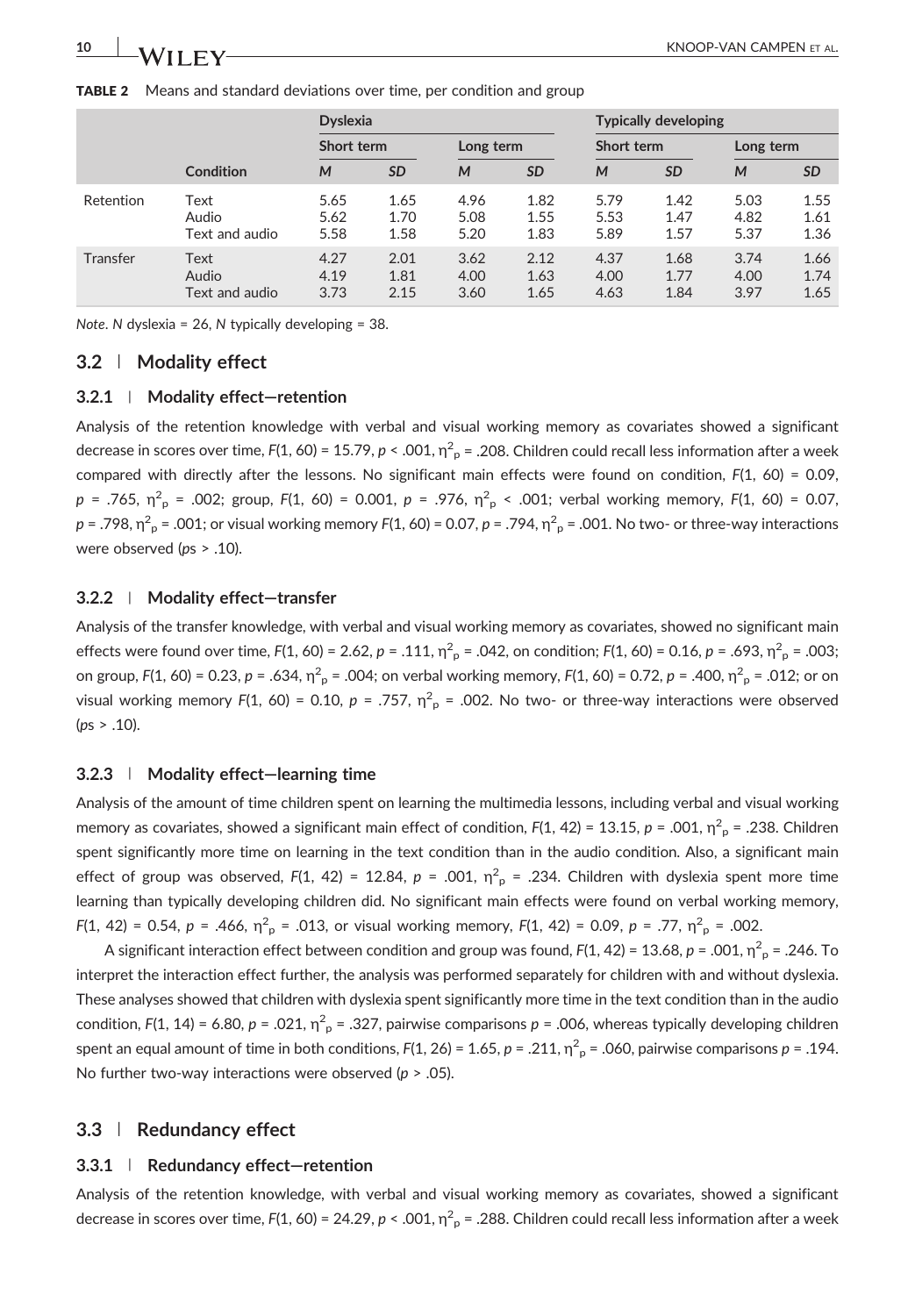**TABLE 2** Means and standard deviations over time, per condition and group

| | | Dyslexia | | | | Typically developing | | | |
|---|---|---|---|---|---|---|---|---|---|
| | | Short term | | Long term | | Short term | | Long term | |
| | Condition | *M* | *SD* | *M* | *SD* | *M* | *SD* | *M* | *SD* |
| Retention | Text | 5.65 | 1.65 | 4.96 | 1.82 | 5.79 | 1.42 | 5.03 | 1.55 |
| | Audio | 5.62 | 1.70 | 5.08 | 1.55 | 5.53 | 1.47 | 4.82 | 1.61 |
| | Text and audio | 5.58 | 1.58 | 5.20 | 1.83 | 5.89 | 1.57 | 5.37 | 1.36 |
| Transfer | Text | 4.27 | 2.01 | 3.62 | 2.12 | 4.37 | 1.68 | 3.74 | 1.66 |
| | Audio | 4.19 | 1.81 | 4.00 | 1.63 | 4.00 | 1.77 | 4.00 | 1.74 |
| | Text and audio | 3.73 | 2.15 | 3.60 | 1.65 | 4.63 | 1.84 | 3.97 | 1.65 |

*Note*. *N* dyslexia = 26, *N* typically developing = 38.

## 3.2 | Modality effect

### 3.2.1 | Modality effect—retention

Analysis of the retention knowledge with verbal and visual working memory as covariates showed a significant decrease in scores over time, $F(1, 60) = 15.79$, $p < .001$, $\eta^2_p = .208$. Children could recall less information after a week compared with directly after the lessons. No significant main effects were found on condition, $F(1, 60) = 0.09$, $p = .765$, $\eta^2_p = .002$; group, $F(1, 60) = 0.001$, $p = .976$, $\eta^2_p < .001$; verbal working memory, $F(1, 60) = 0.07$, $p = .798$, $\eta^2_p = .001$; or visual working memory $F(1, 60) = 0.07$, $p = .794$, $\eta^2_p = .001$. No two- or three-way interactions were observed (*p*s > .10).

### 3.2.2 | Modality effect—transfer

Analysis of the transfer knowledge, with verbal and visual working memory as covariates, showed no significant main effects were found over time, $F(1, 60) = 2.62$, $p = .111$, $\eta^2_p = .042$, on condition; $F(1, 60) = 0.16$, $p = .693$, $\eta^2_p = .003$; on group, $F(1, 60) = 0.23$, $p = .634$, $\eta^2_p = .004$; on verbal working memory, $F(1, 60) = 0.72$, $p = .400$, $\eta^2_p = .012$; or on visual working memory $F(1, 60) = 0.10$, $p = .757$, $\eta^2_p = .002$. No two- or three-way interactions were observed (*p*s > .10).

### 3.2.3 | Modality effect—learning time

Analysis of the amount of time children spent on learning the multimedia lessons, including verbal and visual working memory as covariates, showed a significant main effect of condition, $F(1, 42) = 13.15$, $p = .001$, $\eta^2_p = .238$. Children spent significantly more time on learning in the text condition than in the audio condition. Also, a significant main effect of group was observed, $F(1, 42) = 12.84$, $p = .001$, $\eta^2_p = .234$. Children with dyslexia spent more time learning than typically developing children did. No significant main effects were found on verbal working memory, $F(1, 42) = 0.54$, $p = .466$, $\eta^2_p = .013$, or visual working memory, $F(1, 42) = 0.09$, $p = .77$, $\eta^2_p = .002$.

A significant interaction effect between condition and group was found, $F(1, 42) = 13.68$, $p = .001$, $\eta^2_p = .246$. To interpret the interaction effect further, the analysis was performed separately for children with and without dyslexia. These analyses showed that children with dyslexia spent significantly more time in the text condition than in the audio condition, $F(1, 14) = 6.80$, $p = .021$, $\eta^2_p = .327$, pairwise comparisons $p = .006$, whereas typically developing children spent an equal amount of time in both conditions, $F(1, 26) = 1.65$, $p = .211$, $\eta^2_p = .060$, pairwise comparisons $p = .194$. No further two-way interactions were observed ($p > .05$).

## 3.3 | Redundancy effect

### 3.3.1 | Redundancy effect—retention

Analysis of the retention knowledge, with verbal and visual working memory as covariates, showed a significant decrease in scores over time, $F(1, 60) = 24.29$, $p < .001$, $\eta^2_p = .288$. Children could recall less information after a week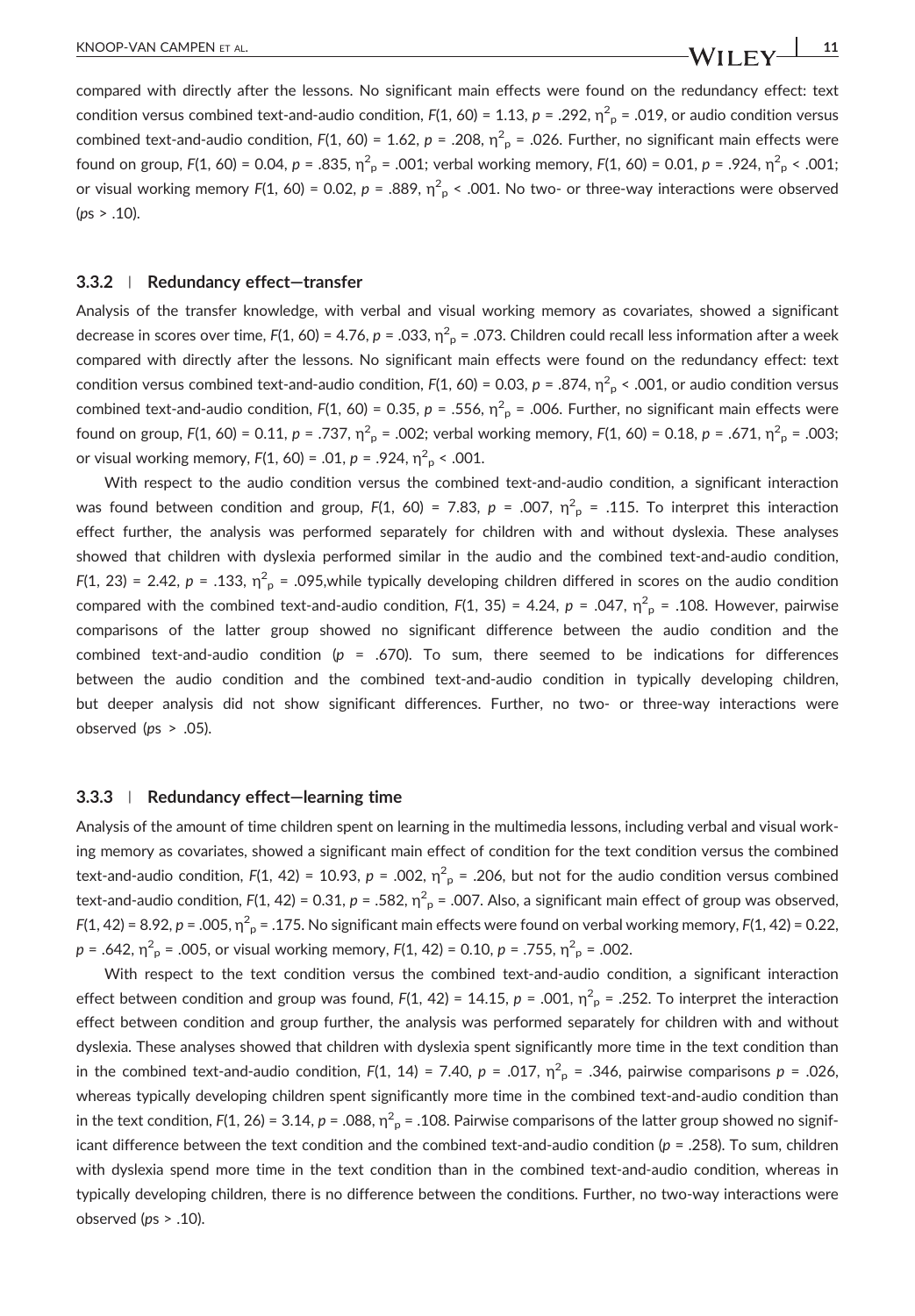compared with directly after the lessons. No significant main effects were found on the redundancy effect: text condition versus combined text-and-audio condition, $F(1, 60) = 1.13$, $p = .292$, $\eta^2_p = .019$, or audio condition versus combined text-and-audio condition, $F(1, 60) = 1.62$, $p = .208$, $\eta^2_p = .026$. Further, no significant main effects were found on group, $F(1, 60) = 0.04$, $p = .835$, $\eta^2_p = .001$; verbal working memory, $F(1, 60) = 0.01$, $p = .924$, $\eta^2_p < .001$; or visual working memory $F(1, 60) = 0.02$, $p = .889$, $\eta^2_p < .001$. No two- or three-way interactions were observed ($p$s > .10).

### 3.3.2 | Redundancy effect—transfer

Analysis of the transfer knowledge, with verbal and visual working memory as covariates, showed a significant decrease in scores over time, $F(1, 60) = 4.76$, $p = .033$, $\eta^2_p = .073$. Children could recall less information after a week compared with directly after the lessons. No significant main effects were found on the redundancy effect: text condition versus combined text-and-audio condition, $F(1, 60) = 0.03$, $p = .874$, $\eta^2_p < .001$, or audio condition versus combined text-and-audio condition, $F(1, 60) = 0.35$, $p = .556$, $\eta^2_p = .006$. Further, no significant main effects were found on group, $F(1, 60) = 0.11$, $p = .737$, $\eta^2_p = .002$; verbal working memory, $F(1, 60) = 0.18$, $p = .671$, $\eta^2_p = .003$; or visual working memory, $F(1, 60) = .01$, $p = .924$, $\eta^2_p < .001$.

With respect to the audio condition versus the combined text-and-audio condition, a significant interaction was found between condition and group, $F(1, 60) = 7.83$, $p = .007$, $\eta^2_p = .115$. To interpret this interaction effect further, the analysis was performed separately for children with and without dyslexia. These analyses showed that children with dyslexia performed similar in the audio and the combined text-and-audio condition, $F(1, 23) = 2.42$, $p = .133$, $\eta^2_p = .095$,while typically developing children differed in scores on the audio condition compared with the combined text-and-audio condition, $F(1, 35) = 4.24$, $p = .047$, $\eta^2_p = .108$. However, pairwise comparisons of the latter group showed no significant difference between the audio condition and the combined text-and-audio condition ($p = .670$). To sum, there seemed to be indications for differences between the audio condition and the combined text-and-audio condition in typically developing children, but deeper analysis did not show significant differences. Further, no two- or three-way interactions were observed ($p$s > .05).

### 3.3.3 | Redundancy effect—learning time

Analysis of the amount of time children spent on learning in the multimedia lessons, including verbal and visual working memory as covariates, showed a significant main effect of condition for the text condition versus the combined text-and-audio condition, $F(1, 42) = 10.93$, $p = .002$, $\eta^2_p = .206$, but not for the audio condition versus combined text-and-audio condition, $F(1, 42) = 0.31$, $p = .582$, $\eta^2_p = .007$. Also, a significant main effect of group was observed, $F(1, 42) = 8.92$, $p = .005$, $\eta^2_p = .175$. No significant main effects were found on verbal working memory, $F(1, 42) = 0.22$, $p = .642$, $\eta^2_p = .005$, or visual working memory, $F(1, 42) = 0.10$, $p = .755$, $\eta^2_p = .002$.

With respect to the text condition versus the combined text-and-audio condition, a significant interaction effect between condition and group was found, $F(1, 42) = 14.15$, $p = .001$, $\eta^2_p = .252$. To interpret the interaction effect between condition and group further, the analysis was performed separately for children with and without dyslexia. These analyses showed that children with dyslexia spent significantly more time in the text condition than in the combined text-and-audio condition, $F(1, 14) = 7.40$, $p = .017$, $\eta^2_p = .346$, pairwise comparisons $p = .026$, whereas typically developing children spent significantly more time in the combined text-and-audio condition than in the text condition, $F(1, 26) = 3.14$, $p = .088$, $\eta^2_p = .108$. Pairwise comparisons of the latter group showed no significant difference between the text condition and the combined text-and-audio condition ($p = .258$). To sum, children with dyslexia spend more time in the text condition than in the combined text-and-audio condition, whereas in typically developing children, there is no difference between the conditions. Further, no two-way interactions were observed ($p$s > .10).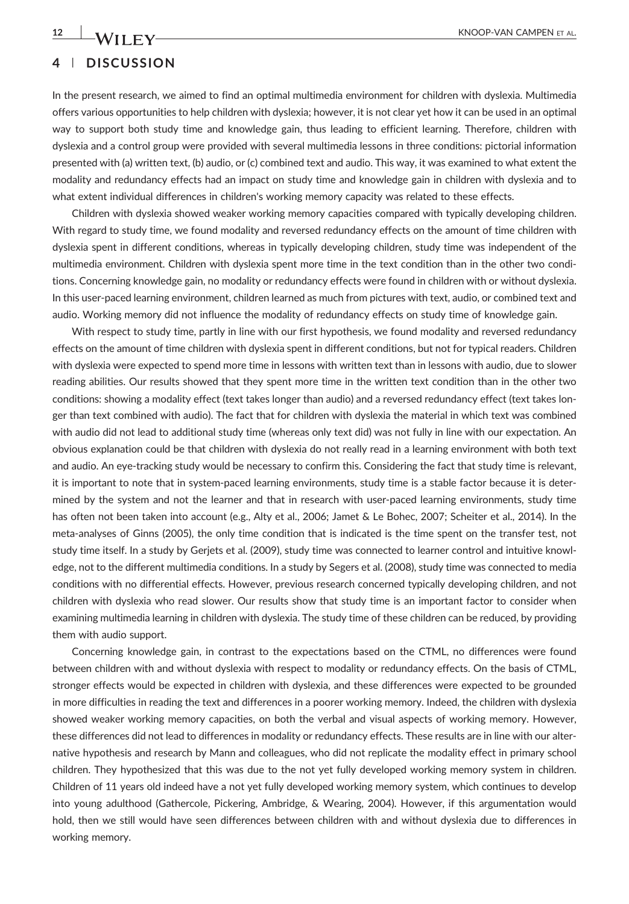## 4 | DISCUSSION

In the present research, we aimed to find an optimal multimedia environment for children with dyslexia. Multimedia offers various opportunities to help children with dyslexia; however, it is not clear yet how it can be used in an optimal way to support both study time and knowledge gain, thus leading to efficient learning. Therefore, children with dyslexia and a control group were provided with several multimedia lessons in three conditions: pictorial information presented with (a) written text, (b) audio, or (c) combined text and audio. This way, it was examined to what extent the modality and redundancy effects had an impact on study time and knowledge gain in children with dyslexia and to what extent individual differences in children's working memory capacity was related to these effects.

Children with dyslexia showed weaker working memory capacities compared with typically developing children. With regard to study time, we found modality and reversed redundancy effects on the amount of time children with dyslexia spent in different conditions, whereas in typically developing children, study time was independent of the multimedia environment. Children with dyslexia spent more time in the text condition than in the other two conditions. Concerning knowledge gain, no modality or redundancy effects were found in children with or without dyslexia. In this user-paced learning environment, children learned as much from pictures with text, audio, or combined text and audio. Working memory did not influence the modality of redundancy effects on study time of knowledge gain.

With respect to study time, partly in line with our first hypothesis, we found modality and reversed redundancy effects on the amount of time children with dyslexia spent in different conditions, but not for typical readers. Children with dyslexia were expected to spend more time in lessons with written text than in lessons with audio, due to slower reading abilities. Our results showed that they spent more time in the written text condition than in the other two conditions: showing a modality effect (text takes longer than audio) and a reversed redundancy effect (text takes longer than text combined with audio). The fact that for children with dyslexia the material in which text was combined with audio did not lead to additional study time (whereas only text did) was not fully in line with our expectation. An obvious explanation could be that children with dyslexia do not really read in a learning environment with both text and audio. An eye-tracking study would be necessary to confirm this. Considering the fact that study time is relevant, it is important to note that in system-paced learning environments, study time is a stable factor because it is determined by the system and not the learner and that in research with user-paced learning environments, study time has often not been taken into account (e.g., Alty et al., 2006; Jamet & Le Bohec, 2007; Scheiter et al., 2014). In the meta-analyses of Ginns (2005), the only time condition that is indicated is the time spent on the transfer test, not study time itself. In a study by Gerjets et al. (2009), study time was connected to learner control and intuitive knowledge, not to the different multimedia conditions. In a study by Segers et al. (2008), study time was connected to media conditions with no differential effects. However, previous research concerned typically developing children, and not children with dyslexia who read slower. Our results show that study time is an important factor to consider when examining multimedia learning in children with dyslexia. The study time of these children can be reduced, by providing them with audio support.

Concerning knowledge gain, in contrast to the expectations based on the CTML, no differences were found between children with and without dyslexia with respect to modality or redundancy effects. On the basis of CTML, stronger effects would be expected in children with dyslexia, and these differences were expected to be grounded in more difficulties in reading the text and differences in a poorer working memory. Indeed, the children with dyslexia showed weaker working memory capacities, on both the verbal and visual aspects of working memory. However, these differences did not lead to differences in modality or redundancy effects. These results are in line with our alternative hypothesis and research by Mann and colleagues, who did not replicate the modality effect in primary school children. They hypothesized that this was due to the not yet fully developed working memory system in children. Children of 11 years old indeed have a not yet fully developed working memory system, which continues to develop into young adulthood (Gathercole, Pickering, Ambridge, & Wearing, 2004). However, if this argumentation would hold, then we still would have seen differences between children with and without dyslexia due to differences in working memory.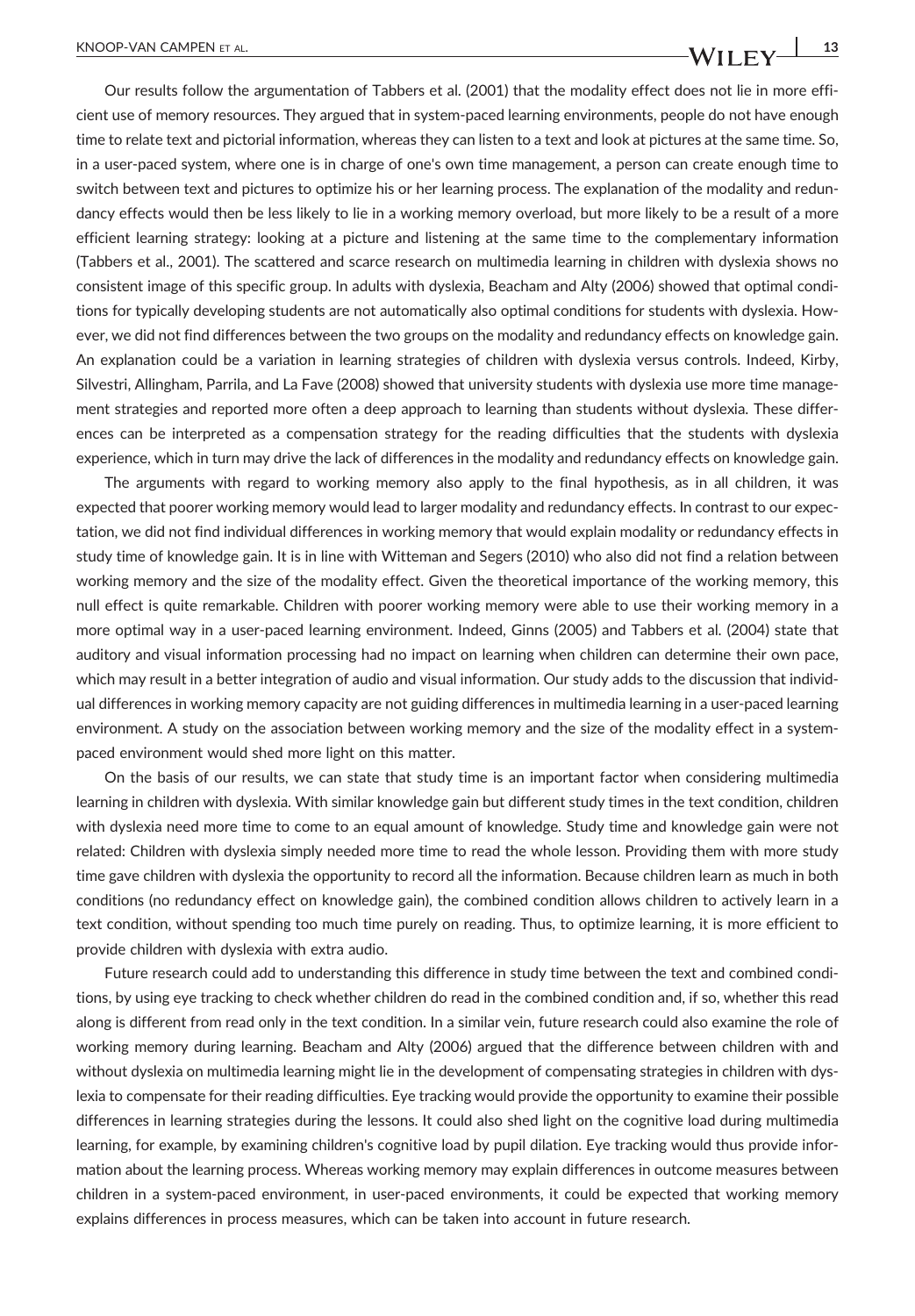Our results follow the argumentation of Tabbers et al. (2001) that the modality effect does not lie in more efficient use of memory resources. They argued that in system-paced learning environments, people do not have enough time to relate text and pictorial information, whereas they can listen to a text and look at pictures at the same time. So, in a user-paced system, where one is in charge of one's own time management, a person can create enough time to switch between text and pictures to optimize his or her learning process. The explanation of the modality and redundancy effects would then be less likely to lie in a working memory overload, but more likely to be a result of a more efficient learning strategy: looking at a picture and listening at the same time to the complementary information (Tabbers et al., 2001). The scattered and scarce research on multimedia learning in children with dyslexia shows no consistent image of this specific group. In adults with dyslexia, Beacham and Alty (2006) showed that optimal conditions for typically developing students are not automatically also optimal conditions for students with dyslexia. However, we did not find differences between the two groups on the modality and redundancy effects on knowledge gain. An explanation could be a variation in learning strategies of children with dyslexia versus controls. Indeed, Kirby, Silvestri, Allingham, Parrila, and La Fave (2008) showed that university students with dyslexia use more time management strategies and reported more often a deep approach to learning than students without dyslexia. These differences can be interpreted as a compensation strategy for the reading difficulties that the students with dyslexia experience, which in turn may drive the lack of differences in the modality and redundancy effects on knowledge gain.

The arguments with regard to working memory also apply to the final hypothesis, as in all children, it was expected that poorer working memory would lead to larger modality and redundancy effects. In contrast to our expectation, we did not find individual differences in working memory that would explain modality or redundancy effects in study time of knowledge gain. It is in line with Witteman and Segers (2010) who also did not find a relation between working memory and the size of the modality effect. Given the theoretical importance of the working memory, this null effect is quite remarkable. Children with poorer working memory were able to use their working memory in a more optimal way in a user-paced learning environment. Indeed, Ginns (2005) and Tabbers et al. (2004) state that auditory and visual information processing had no impact on learning when children can determine their own pace, which may result in a better integration of audio and visual information. Our study adds to the discussion that individual differences in working memory capacity are not guiding differences in multimedia learning in a user-paced learning environment. A study on the association between working memory and the size of the modality effect in a system-paced environment would shed more light on this matter.

On the basis of our results, we can state that study time is an important factor when considering multimedia learning in children with dyslexia. With similar knowledge gain but different study times in the text condition, children with dyslexia need more time to come to an equal amount of knowledge. Study time and knowledge gain were not related: Children with dyslexia simply needed more time to read the whole lesson. Providing them with more study time gave children with dyslexia the opportunity to record all the information. Because children learn as much in both conditions (no redundancy effect on knowledge gain), the combined condition allows children to actively learn in a text condition, without spending too much time purely on reading. Thus, to optimize learning, it is more efficient to provide children with dyslexia with extra audio.

Future research could add to understanding this difference in study time between the text and combined conditions, by using eye tracking to check whether children do read in the combined condition and, if so, whether this read along is different from read only in the text condition. In a similar vein, future research could also examine the role of working memory during learning. Beacham and Alty (2006) argued that the difference between children with and without dyslexia on multimedia learning might lie in the development of compensating strategies in children with dyslexia to compensate for their reading difficulties. Eye tracking would provide the opportunity to examine their possible differences in learning strategies during the lessons. It could also shed light on the cognitive load during multimedia learning, for example, by examining children's cognitive load by pupil dilation. Eye tracking would thus provide information about the learning process. Whereas working memory may explain differences in outcome measures between children in a system-paced environment, in user-paced environments, it could be expected that working memory explains differences in process measures, which can be taken into account in future research.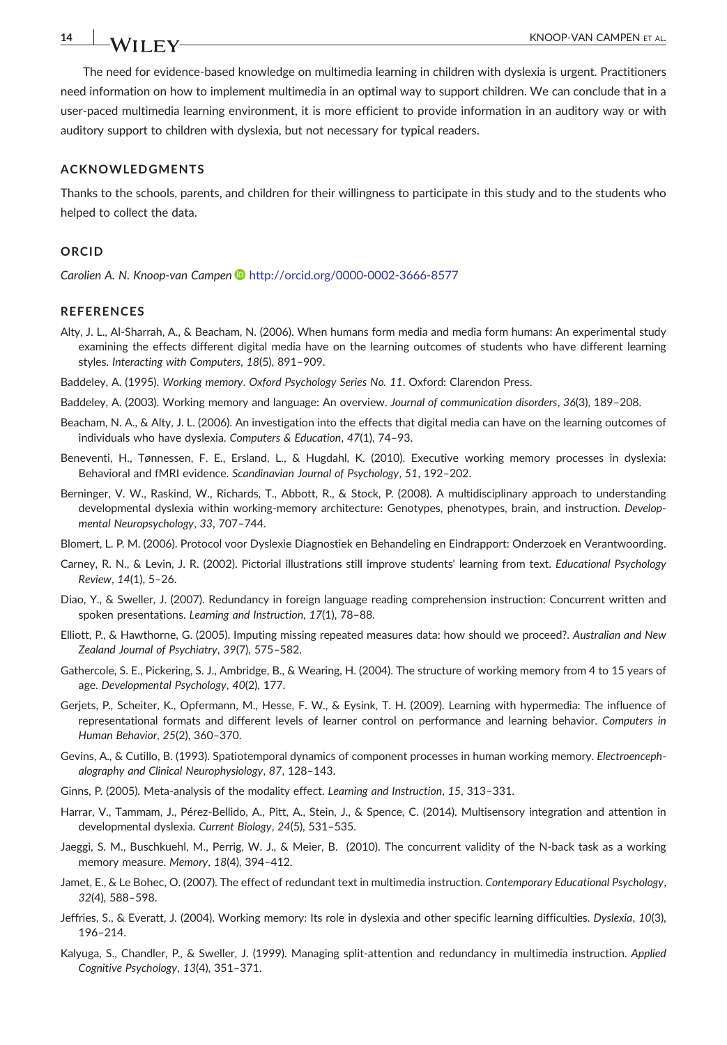The need for evidence-based knowledge on multimedia learning in children with dyslexia is urgent. Practitioners need information on how to implement multimedia in an optimal way to support children. We can conclude that in a user-paced multimedia learning environment, it is more efficient to provide information in an auditory way or with auditory support to children with dyslexia, but not necessary for typical readers.

## ACKNOWLEDGMENTS

Thanks to the schools, parents, and children for their willingness to participate in this study and to the students who helped to collect the data.

## ORCID

*Carolien A. N. Knoop-van Campen* http://orcid.org/0000-0002-3666-8577

## REFERENCES

Alty, J. L., Al-Sharrah, A., & Beacham, N. (2006). When humans form media and media form humans: An experimental study examining the effects different digital media have on the learning outcomes of students who have different learning styles. *Interacting with Computers*, *18*(5), 891–909.

Baddeley, A. (1995). *Working memory*. *Oxford Psychology Series No. 11*. Oxford: Clarendon Press.

Baddeley, A. (2003). Working memory and language: An overview. *Journal of communication disorders*, *36*(3), 189–208.

Beacham, N. A., & Alty, J. L. (2006). An investigation into the effects that digital media can have on the learning outcomes of individuals who have dyslexia. *Computers & Education*, *47*(1), 74–93.

Beneventi, H., Tønnessen, F. E., Ersland, L., & Hugdahl, K. (2010). Executive working memory processes in dyslexia: Behavioral and fMRI evidence. *Scandinavian Journal of Psychology*, *51*, 192–202.

Berninger, V. W., Raskind, W., Richards, T., Abbott, R., & Stock, P. (2008). A multidisciplinary approach to understanding developmental dyslexia within working-memory architecture: Genotypes, phenotypes, brain, and instruction. *Developmental Neuropsychology*, *33*, 707–744.

Blomert, L. P. M. (2006). Protocol voor Dyslexie Diagnostiek en Behandeling en Eindrapport: Onderzoek en Verantwoording.

Carney, R. N., & Levin, J. R. (2002). Pictorial illustrations still improve students' learning from text. *Educational Psychology Review*, *14*(1), 5–26.

Diao, Y., & Sweller, J. (2007). Redundancy in foreign language reading comprehension instruction: Concurrent written and spoken presentations. *Learning and Instruction*, *17*(1), 78–88.

Elliott, P., & Hawthorne, G. (2005). Imputing missing repeated measures data: how should we proceed?. *Australian and New Zealand Journal of Psychiatry*, *39*(7), 575–582.

Gathercole, S. E., Pickering, S. J., Ambridge, B., & Wearing, H. (2004). The structure of working memory from 4 to 15 years of age. *Developmental Psychology*, *40*(2), 177.

Gerjets, P., Scheiter, K., Opfermann, M., Hesse, F. W., & Eysink, T. H. (2009). Learning with hypermedia: The influence of representational formats and different levels of learner control on performance and learning behavior. *Computers in Human Behavior*, *25*(2), 360–370.

Gevins, A., & Cutillo, B. (1993). Spatiotemporal dynamics of component processes in human working memory. *Electroencephalography and Clinical Neurophysiology*, *87*, 128–143.

Ginns, P. (2005). Meta-analysis of the modality effect. *Learning and Instruction*, *15*, 313–331.

Harrar, V., Tammam, J., Pérez-Bellido, A., Pitt, A., Stein, J., & Spence, C. (2014). Multisensory integration and attention in developmental dyslexia. *Current Biology*, *24*(5), 531–535.

Jaeggi, S. M., Buschkuehl, M., Perrig, W. J., & Meier, B. (2010). The concurrent validity of the N-back task as a working memory measure. *Memory*, *18*(4), 394–412.

Jamet, E., & Le Bohec, O. (2007). The effect of redundant text in multimedia instruction. *Contemporary Educational Psychology*, *32*(4), 588–598.

Jeffries, S., & Everatt, J. (2004). Working memory: Its role in dyslexia and other specific learning difficulties. *Dyslexia*, *10*(3), 196–214.

Kalyuga, S., Chandler, P., & Sweller, J. (1999). Managing split-attention and redundancy in multimedia instruction. *Applied Cognitive Psychology*, *13*(4), 351–371.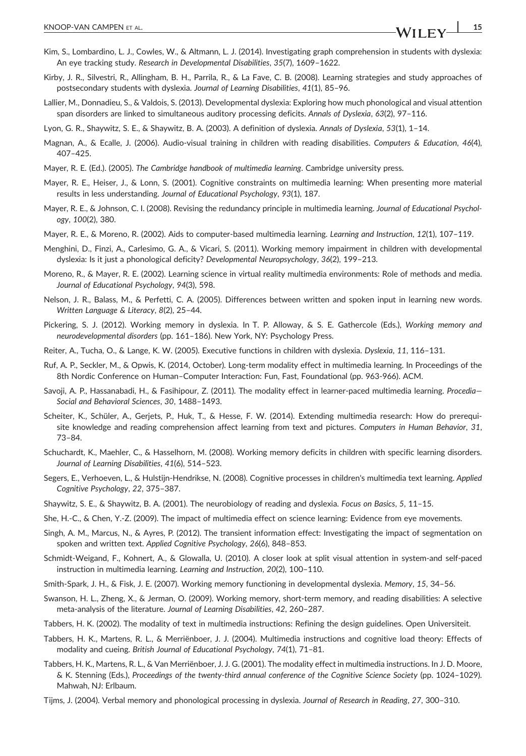Kim, S., Lombardino, L. J., Cowles, W., & Altmann, L. J. (2014). Investigating graph comprehension in students with dyslexia: An eye tracking study. *Research in Developmental Disabilities*, *35*(7), 1609–1622.

Kirby, J. R., Silvestri, R., Allingham, B. H., Parrila, R., & La Fave, C. B. (2008). Learning strategies and study approaches of postsecondary students with dyslexia. *Journal of Learning Disabilities*, *41*(1), 85–96.

Lallier, M., Donnadieu, S., & Valdois, S. (2013). Developmental dyslexia: Exploring how much phonological and visual attention span disorders are linked to simultaneous auditory processing deficits. *Annals of Dyslexia*, *63*(2), 97–116.

Lyon, G. R., Shaywitz, S. E., & Shaywitz, B. A. (2003). A definition of dyslexia. *Annals of Dyslexia*, *53*(1), 1–14.

Magnan, A., & Ecalle, J. (2006). Audio-visual training in children with reading disabilities. *Computers & Education*, *46*(4), 407–425.

Mayer, R. E. (Ed.). (2005). *The Cambridge handbook of multimedia learning*. Cambridge university press.

Mayer, R. E., Heiser, J., & Lonn, S. (2001). Cognitive constraints on multimedia learning: When presenting more material results in less understanding. *Journal of Educational Psychology*, *93*(1), 187.

Mayer, R. E., & Johnson, C. I. (2008). Revising the redundancy principle in multimedia learning. *Journal of Educational Psychology*, *100*(2), 380.

Mayer, R. E., & Moreno, R. (2002). Aids to computer-based multimedia learning. *Learning and Instruction*, *12*(1), 107–119.

Menghini, D., Finzi, A., Carlesimo, G. A., & Vicari, S. (2011). Working memory impairment in children with developmental dyslexia: Is it just a phonological deficity? *Developmental Neuropsychology*, *36*(2), 199–213.

Moreno, R., & Mayer, R. E. (2002). Learning science in virtual reality multimedia environments: Role of methods and media. *Journal of Educational Psychology*, *94*(3), 598.

Nelson, J. R., Balass, M., & Perfetti, C. A. (2005). Differences between written and spoken input in learning new words. *Written Language & Literacy*, *8*(2), 25–44.

Pickering, S. J. (2012). Working memory in dyslexia. In T. P. Alloway, & S. E. Gathercole (Eds.), *Working memory and neurodevelopmental disorders* (pp. 161–186). New York, NY: Psychology Press.

Reiter, A., Tucha, O., & Lange, K. W. (2005). Executive functions in children with dyslexia. *Dyslexia*, *11*, 116–131.

Ruf, A. P., Seckler, M., & Opwis, K. (2014, October). Long-term modality effect in multimedia learning. In Proceedings of the 8th Nordic Conference on Human–Computer Interaction: Fun, Fast, Foundational (pp. 963-966). ACM.

Savoji, A. P., Hassanabadi, H., & Fasihipour, Z. (2011). The modality effect in learner-paced multimedia learning. *Procedia—Social and Behavioral Sciences*, *30*, 1488–1493.

Scheiter, K., Schüler, A., Gerjets, P., Huk, T., & Hesse, F. W. (2014). Extending multimedia research: How do prerequisite knowledge and reading comprehension affect learning from text and pictures. *Computers in Human Behavior*, *31*, 73–84.

Schuchardt, K., Maehler, C., & Hasselhorn, M. (2008). Working memory deficits in children with specific learning disorders. *Journal of Learning Disabilities*, *41*(6), 514–523.

Segers, E., Verhoeven, L., & Hulstijn-Hendrikse, N. (2008). Cognitive processes in children's multimedia text learning. *Applied Cognitive Psychology*, *22*, 375–387.

Shaywitz, S. E., & Shaywitz, B. A. (2001). The neurobiology of reading and dyslexia. *Focus on Basics*, *5*, 11–15.

She, H.-C., & Chen, Y.-Z. (2009). The impact of multimedia effect on science learning: Evidence from eye movements.

Singh, A. M., Marcus, N., & Ayres, P. (2012). The transient information effect: Investigating the impact of segmentation on spoken and written text. *Applied Cognitive Psychology*, *26*(6), 848–853.

Schmidt-Weigand, F., Kohnert, A., & Glowalla, U. (2010). A closer look at split visual attention in system-and self-paced instruction in multimedia learning. *Learning and Instruction*, *20*(2), 100–110.

Smith-Spark, J. H., & Fisk, J. E. (2007). Working memory functioning in developmental dyslexia. *Memory*, *15*, 34–56.

Swanson, H. L., Zheng, X., & Jerman, O. (2009). Working memory, short-term memory, and reading disabilities: A selective meta-analysis of the literature. *Journal of Learning Disabilities*, *42*, 260–287.

Tabbers, H. K. (2002). The modality of text in multimedia instructions: Refining the design guidelines. Open Universiteit.

Tabbers, H. K., Martens, R. L., & Merriënboer, J. J. (2004). Multimedia instructions and cognitive load theory: Effects of modality and cueing. *British Journal of Educational Psychology*, *74*(1), 71–81.

Tabbers, H. K., Martens, R. L., & Van Merriënboer, J. J. G. (2001). The modality effect in multimedia instructions. In J. D. Moore, & K. Stenning (Eds.), *Proceedings of the twenty-third annual conference of the Cognitive Science Society* (pp. 1024–1029). Mahwah, NJ: Erlbaum.

Tijms, J. (2004). Verbal memory and phonological processing in dyslexia. *Journal of Research in Reading*, *27*, 300–310.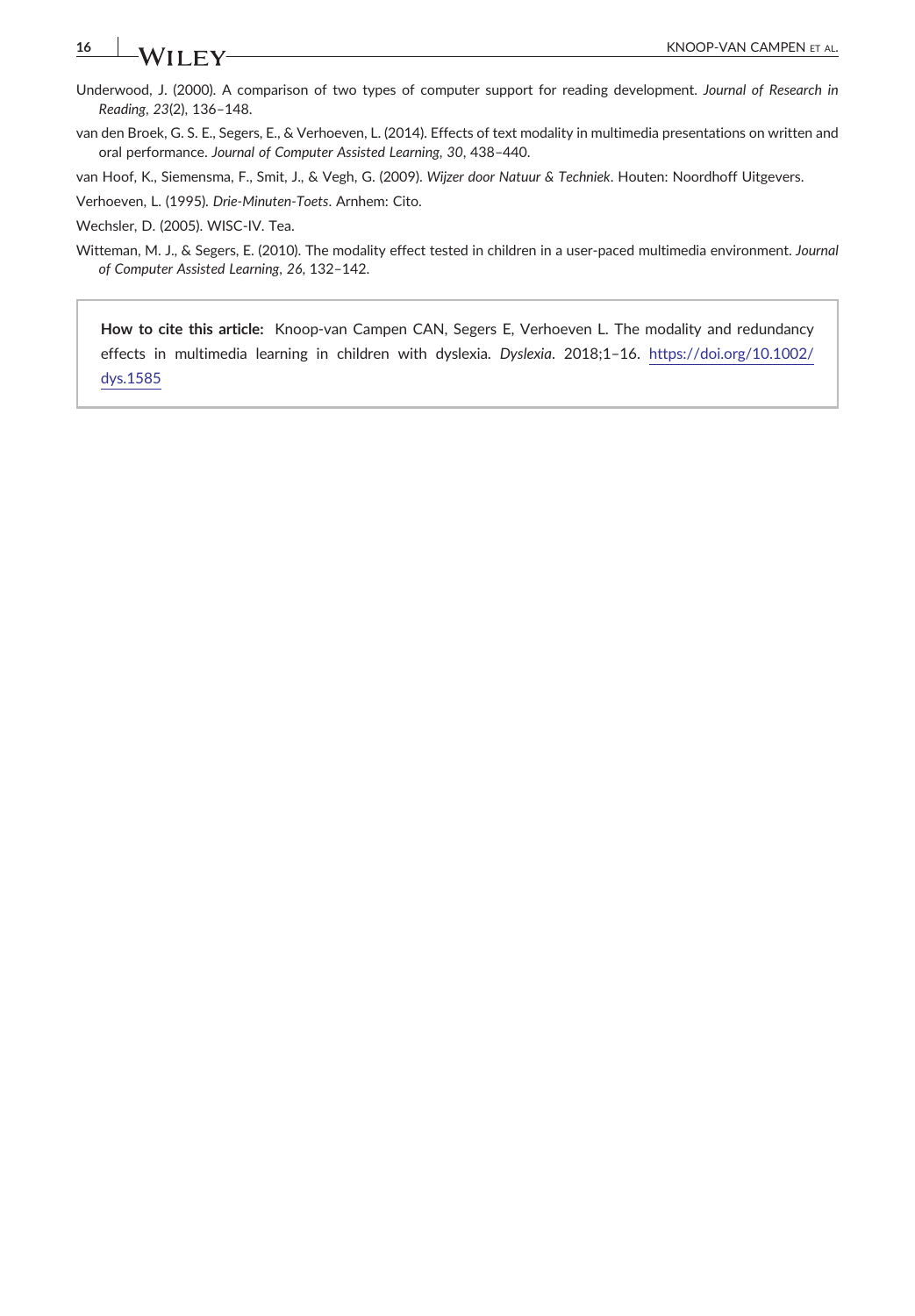Underwood, J. (2000). A comparison of two types of computer support for reading development. *Journal of Research in Reading*, *23*(2), 136–148.

van den Broek, G. S. E., Segers, E., & Verhoeven, L. (2014). Effects of text modality in multimedia presentations on written and oral performance. *Journal of Computer Assisted Learning*, *30*, 438–440.

van Hoof, K., Siemensma, F., Smit, J., & Vegh, G. (2009). *Wijzer door Natuur & Techniek*. Houten: Noordhoff Uitgevers.

Verhoeven, L. (1995). *Drie-Minuten-Toets*. Arnhem: Cito.

Wechsler, D. (2005). WISC-IV. Tea.

Witteman, M. J., & Segers, E. (2010). The modality effect tested in children in a user-paced multimedia environment. *Journal of Computer Assisted Learning*, *26*, 132–142.

**How to cite this article:** Knoop-van Campen CAN, Segers E, Verhoeven L. The modality and redundancy effects in multimedia learning in children with dyslexia. *Dyslexia*. 2018;1–16. https://doi.org/10.1002/dys.1585